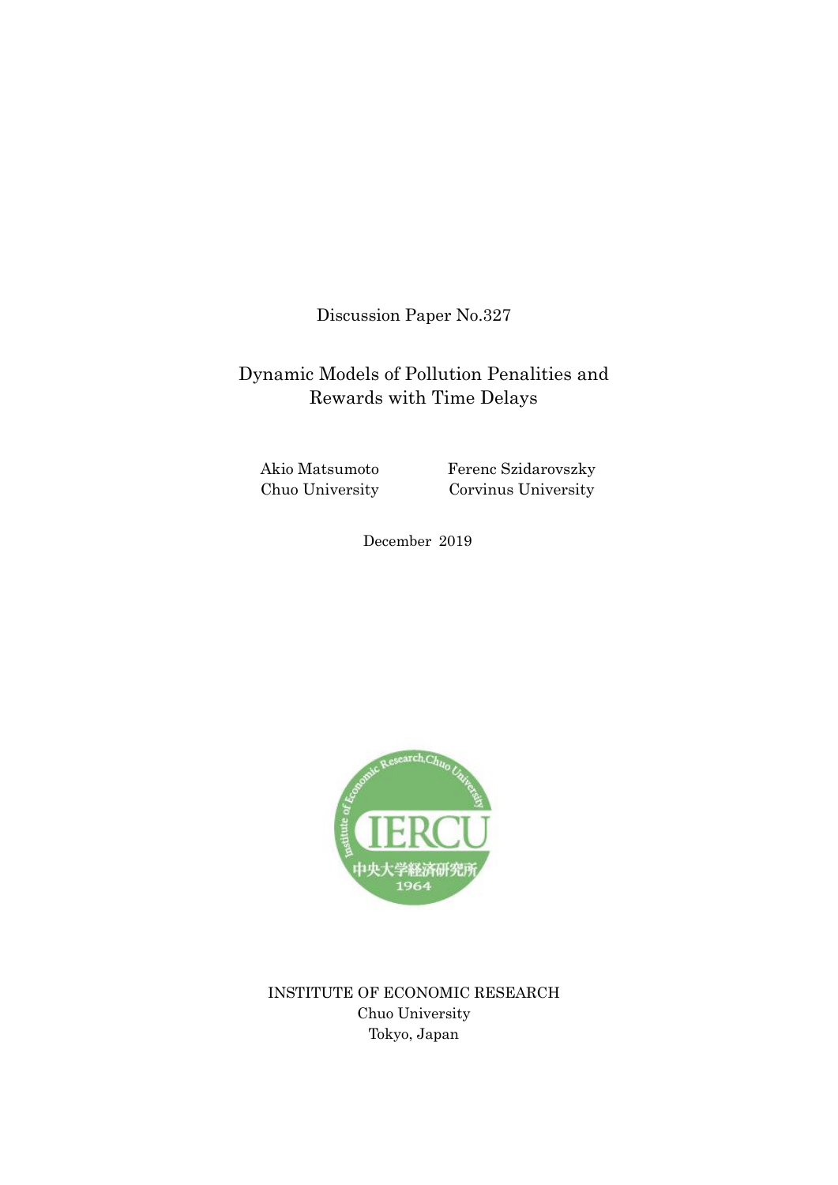Discussion Paper No.327

# Dynamic Models of Pollution Penalities and Rewards with Time Delays

Akio Matsumoto
Chuo University

Ferenc Szidarovszky
Corvinus University

December 2019

INSTITUTE OF ECONOMIC RESEARCH
Chuo University
Tokyo, Japan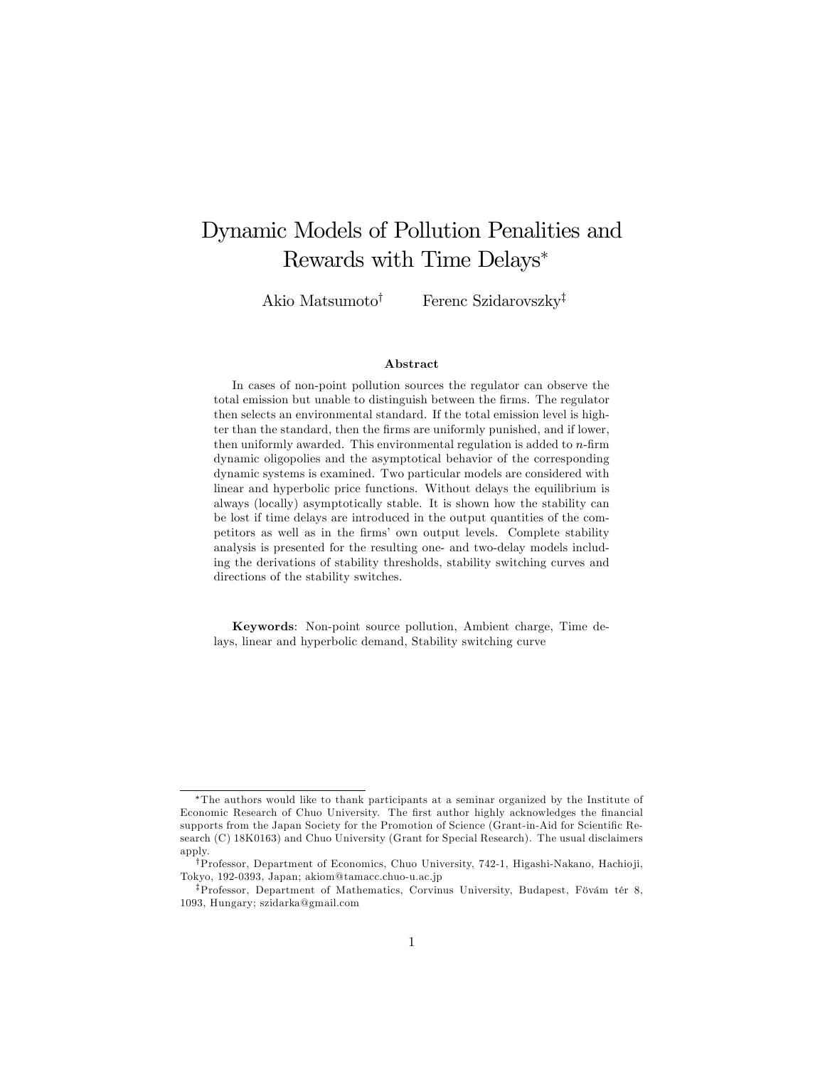# Dynamic Models of Pollution Penalities and Rewards with Time Delays*

Akio Matsumoto† Ferenc Szidarovszky‡

### Abstract

In cases of non-point pollution sources the regulator can observe the total emission but unable to distinguish between the firms. The regulator then selects an environmental standard. If the total emission level is highter than the standard, then the firms are uniformly punished, and if lower, then uniformly awarded. This environmental regulation is added to $n$-firm dynamic oligopolies and the asymptotical behavior of the corresponding dynamic systems is examined. Two particular models are considered with linear and hyperbolic price functions. Without delays the equilibrium is always (locally) asymptotically stable. It is shown how the stability can be lost if time delays are introduced in the output quantities of the competitors as well as in the firms' own output levels. Complete stability analysis is presented for the resulting one- and two-delay models including the derivations of stability thresholds, stability switching curves and directions of the stability switches.

**Keywords**: Non-point source pollution, Ambient charge, Time delays, linear and hyperbolic demand, Stability switching curve

---

*The authors would like to thank participants at a seminar organized by the Institute of Economic Research of Chuo University. The first author highly acknowledges the financial supports from the Japan Society for the Promotion of Science (Grant-in-Aid for Scientific Research (C) 18K0163) and Chuo University (Grant for Special Research). The usual disclaimers apply.

†Professor, Department of Economics, Chuo University, 742-1, Higashi-Nakano, Hachioji, Tokyo, 192-0393, Japan; akiom@tamacc.chuo-u.ac.jp

‡Professor, Department of Mathematics, Corvinus University, Budapest, Fövám tér 8, 1093, Hungary; szidarka@gmail.com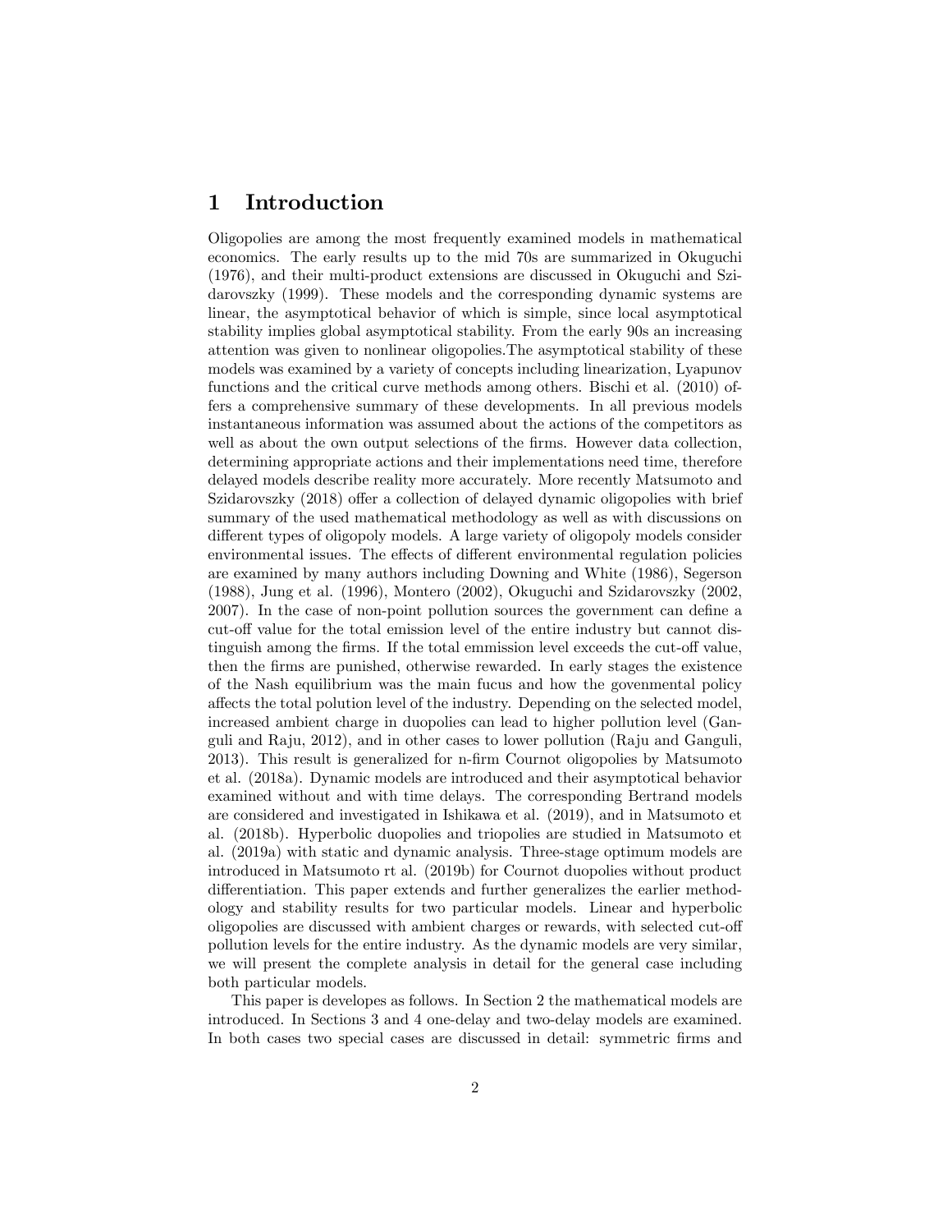## 1 Introduction

Oligopolies are among the most frequently examined models in mathematical economics. The early results up to the mid 70s are summarized in Okuguchi (1976), and their multi-product extensions are discussed in Okuguchi and Szidarovszky (1999). These models and the corresponding dynamic systems are linear, the asymptotical behavior of which is simple, since local asymptotical stability implies global asymptotical stability. From the early 90s an increasing attention was given to nonlinear oligopolies.The asymptotical stability of these models was examined by a variety of concepts including linearization, Lyapunov functions and the critical curve methods among others. Bischi et al. (2010) offers a comprehensive summary of these developments. In all previous models instantaneous information was assumed about the actions of the competitors as well as about the own output selections of the firms. However data collection, determining appropriate actions and their implementations need time, therefore delayed models describe reality more accurately. More recently Matsumoto and Szidarovszky (2018) offer a collection of delayed dynamic oligopolies with brief summary of the used mathematical methodology as well as with discussions on different types of oligopoly models. A large variety of oligopoly models consider environmental issues. The effects of different environmental regulation policies are examined by many authors including Downing and White (1986), Segerson (1988), Jung et al. (1996), Montero (2002), Okuguchi and Szidarovszky (2002, 2007). In the case of non-point pollution sources the government can define a cut-off value for the total emission level of the entire industry but cannot distinguish among the firms. If the total emmission level exceeds the cut-off value, then the firms are punished, otherwise rewarded. In early stages the existence of the Nash equilibrium was the main fucus and how the govenmental policy affects the total polution level of the industry. Depending on the selected model, increased ambient charge in duopolies can lead to higher pollution level (Ganguli and Raju, 2012), and in other cases to lower pollution (Raju and Ganguli, 2013). This result is generalized for n-firm Cournot oligopolies by Matsumoto et al. (2018a). Dynamic models are introduced and their asymptotical behavior examined without and with time delays. The corresponding Bertrand models are considered and investigated in Ishikawa et al. (2019), and in Matsumoto et al. (2018b). Hyperbolic duopolies and triopolies are studied in Matsumoto et al. (2019a) with static and dynamic analysis. Three-stage optimum models are introduced in Matsumoto rt al. (2019b) for Cournot duopolies without product differentiation. This paper extends and further generalizes the earlier methodology and stability results for two particular models. Linear and hyperbolic oligopolies are discussed with ambient charges or rewards, with selected cut-off pollution levels for the entire industry. As the dynamic models are very similar, we will present the complete analysis in detail for the general case including both particular models.

This paper is developes as follows. In Section 2 the mathematical models are introduced. In Sections 3 and 4 one-delay and two-delay models are examined. In both cases two special cases are discussed in detail: symmetric firms and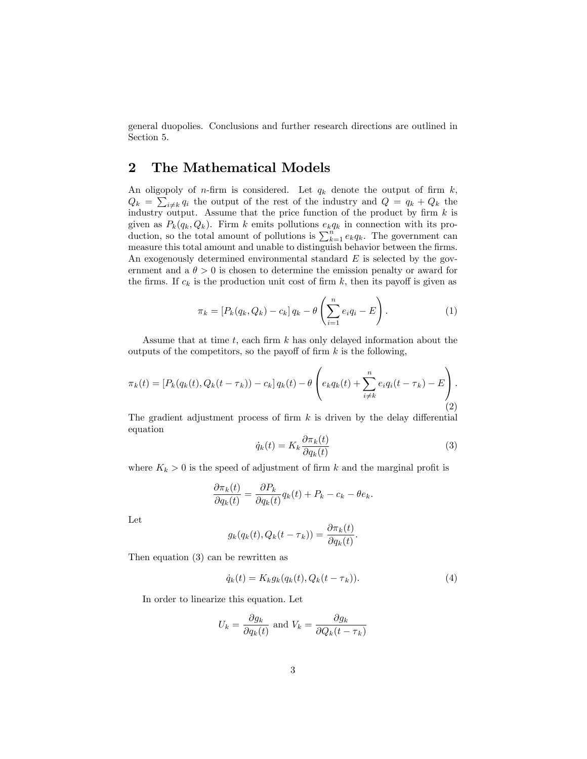general duopolies. Conclusions and further research directions are outlined in Section 5.

## 2 The Mathematical Models

An oligopoly of $n$-firm is considered. Let $q_k$ denote the output of firm $k$, $Q_k = \sum_{i \neq k} q_i$ the output of the rest of the industry and $Q = q_k + Q_k$ the industry output. Assume that the price function of the product by firm $k$ is given as $P_k(q_k, Q_k)$. Firm $k$ emits pollutions $e_k q_k$ in connection with its production, so the total amount of pollutions is $\sum_{k=1}^{n} e_k q_k$. The government can measure this total amount and unable to distinguish behavior between the firms. An exogenously determined environmental standard $E$ is selected by the government and a $\theta > 0$ is chosen to determine the emission penalty or award for the firms. If $c_k$ is the production unit cost of firm $k$, then its payoff is given as

$$\pi_k = \left[P_k(q_k, Q_k) - c_k\right] q_k - \theta \left( \sum_{i=1}^{n} e_i q_i - E \right). \tag{1}$$

Assume that at time $t$, each firm $k$ has only delayed information about the outputs of the competitors, so the payoff of firm $k$ is the following,

$$\pi_k(t) = \left[P_k(q_k(t), Q_k(t-\tau_k)) - c_k\right] q_k(t) - \theta \left( e_k q_k(t) + \sum_{i \neq k}^{n} e_i q_i(t-\tau_k) - E \right). \tag{2}$$

The gradient adjustment process of firm $k$ is driven by the delay differential equation

$$\dot{q}_k(t) = K_k \frac{\partial \pi_k(t)}{\partial q_k(t)} \tag{3}$$

where $K_k > 0$ is the speed of adjustment of firm $k$ and the marginal profit is

$$\frac{\partial \pi_k(t)}{\partial q_k(t)} = \frac{\partial P_k}{\partial q_k(t)} q_k(t) + P_k - c_k - \theta e_k.$$

Let

$$g_k(q_k(t), Q_k(t-\tau_k)) = \frac{\partial \pi_k(t)}{\partial q_k(t)}.$$

Then equation (3) can be rewritten as

$$\dot{q}_k(t) = K_k g_k(q_k(t), Q_k(t-\tau_k)). \tag{4}$$

In order to linearize this equation. Let

$$U_k = \frac{\partial g_k}{\partial q_k(t)} \text{ and } V_k = \frac{\partial g_k}{\partial Q_k(t-\tau_k)}$$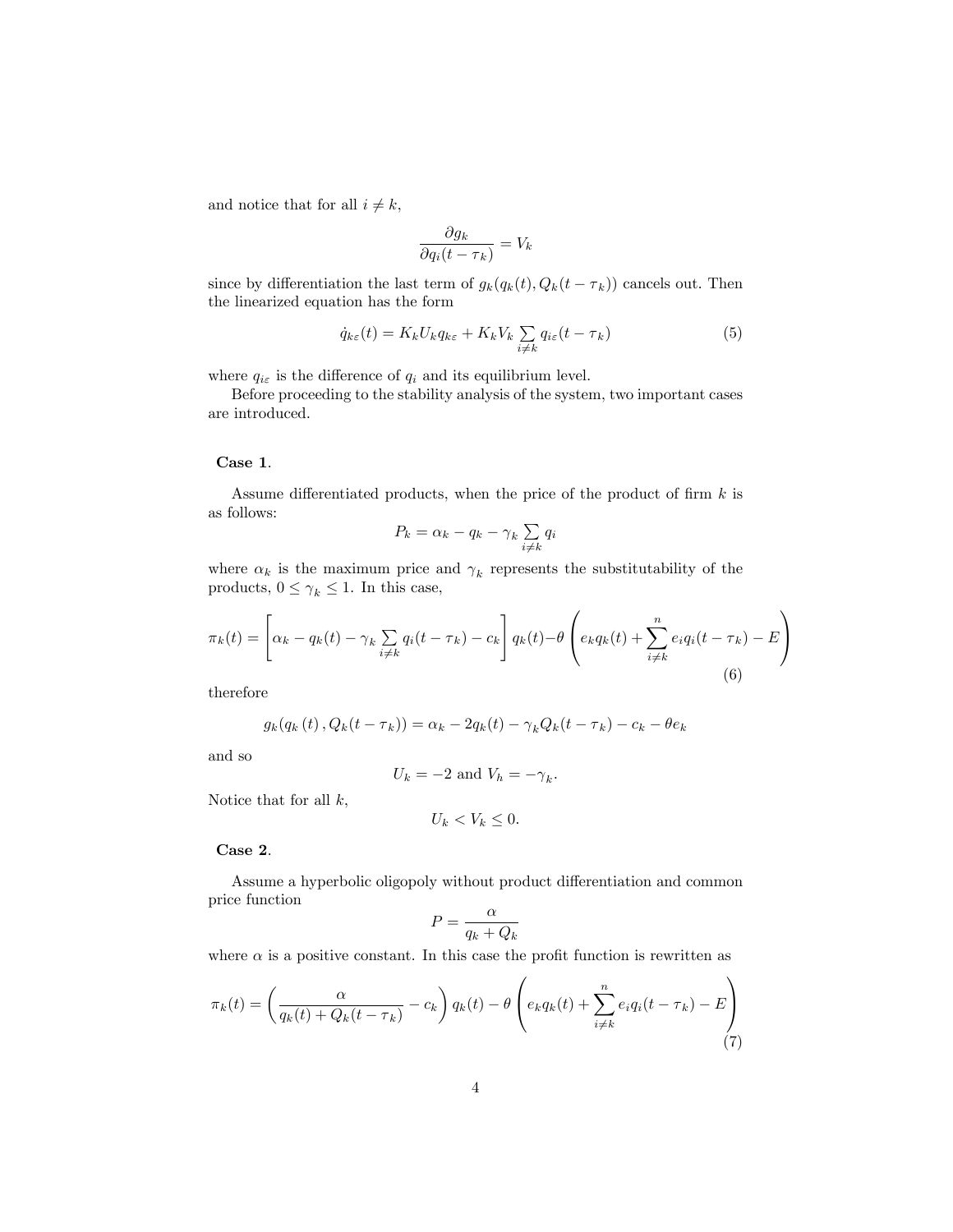and notice that for all $i \neq k$,

$$\frac{\partial g_k}{\partial q_i(t-\tau_k)} = V_k$$

since by differentiation the last term of $g_k(q_k(t), Q_k(t-\tau_k))$ cancels out. Then the linearized equation has the form

$$\dot{q}_{k\varepsilon}(t) = K_k U_k q_{k\varepsilon} + K_k V_k \sum_{i \neq k} q_{i\varepsilon}(t-\tau_k) \tag{5}$$

where $q_{i\varepsilon}$ is the difference of $q_i$ and its equilibrium level.

Before proceeding to the stability analysis of the system, two important cases are introduced.

**Case 1**.

Assume differentiated products, when the price of the product of firm $k$ is as follows:

$$P_k = \alpha_k - q_k - \gamma_k \sum_{i \neq k} q_i$$

where $\alpha_k$ is the maximum price and $\gamma_k$ represents the substitutability of the products, $0 \leq \gamma_k \leq 1$. In this case,

$$\pi_k(t) = \left[\alpha_k - q_k(t) - \gamma_k \sum_{i \neq k} q_i(t-\tau_k) - c_k\right] q_k(t) - \theta\left(e_k q_k(t) + \sum_{i \neq k}^{n} e_i q_i(t-\tau_k) - E\right) \tag{6}$$

therefore

$$g_k(q_k(t), Q_k(t-\tau_k)) = \alpha_k - 2q_k(t) - \gamma_k Q_k(t-\tau_k) - c_k - \theta e_k$$

and so

$$U_k = -2 \text{ and } V_h = -\gamma_k.$$

Notice that for all $k$,

$$U_k < V_k \leq 0.$$

**Case 2**.

Assume a hyperbolic oligopoly without product differentiation and common price function

$$P = \frac{\alpha}{q_k + Q_k}$$

where $\alpha$ is a positive constant. In this case the profit function is rewritten as

$$\pi_k(t) = \left(\frac{\alpha}{q_k(t) + Q_k(t-\tau_k)} - c_k\right) q_k(t) - \theta\left(e_k q_k(t) + \sum_{i \neq k}^{n} e_i q_i(t-\tau_k) - E\right) \tag{7}$$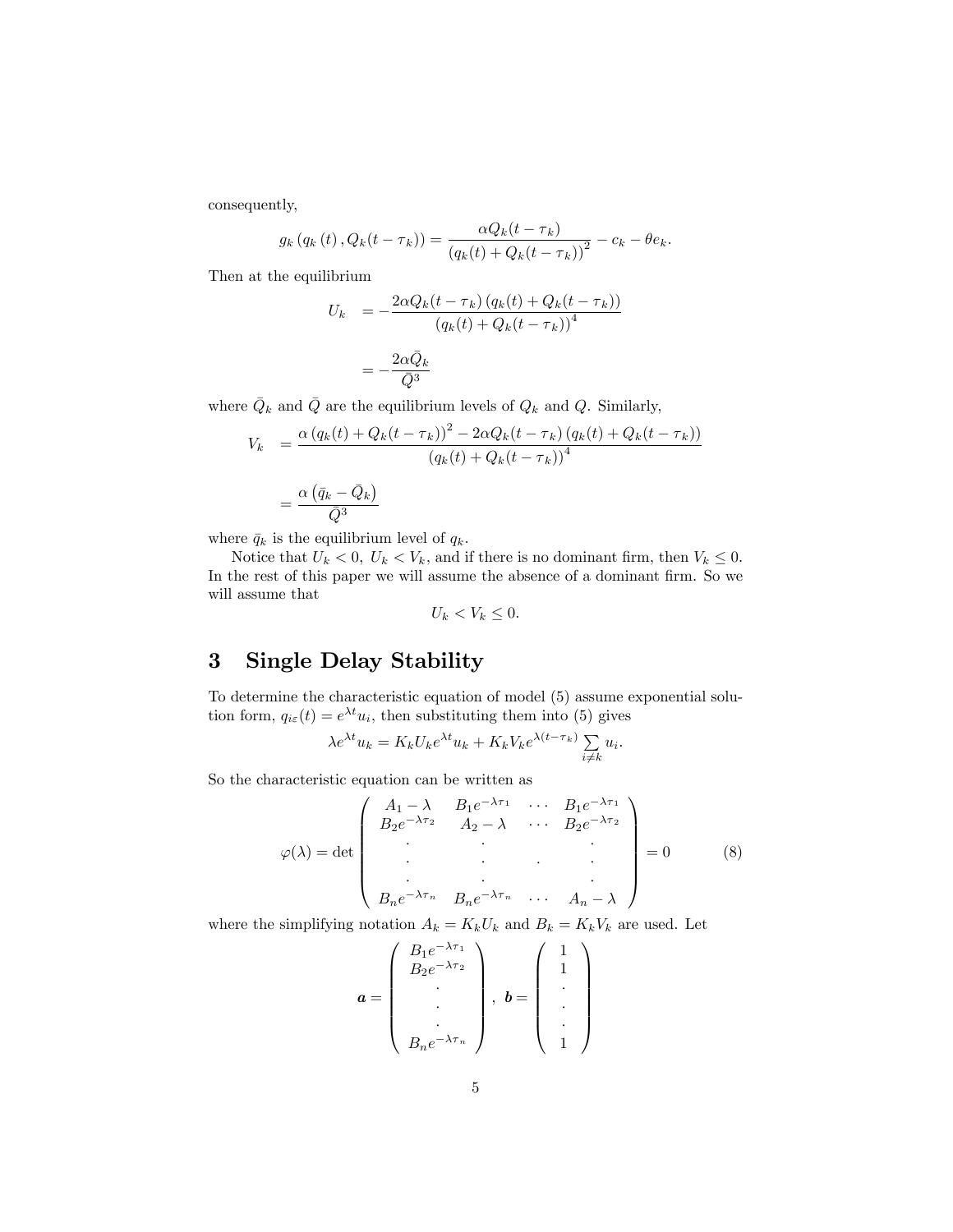consequently,

$$g_k\left(q_k\left(t\right), Q_k(t-\tau_k)\right) = \frac{\alpha Q_k(t-\tau_k)}{\left(q_k(t)+Q_k(t-\tau_k)\right)^2} - c_k - \theta e_k.$$

Then at the equilibrium

$$\begin{aligned} U_k &= -\frac{2\alpha Q_k(t-\tau_k)\left(q_k(t)+Q_k(t-\tau_k)\right)}{\left(q_k(t)+Q_k(t-\tau_k)\right)^4} \\ &= -\frac{2\alpha \bar{Q}_k}{\bar{Q}^3} \end{aligned}$$

where $\bar{Q}_k$ and $\bar{Q}$ are the equilibrium levels of $Q_k$ and $Q$. Similarly,

$$\begin{aligned} V_k &= \frac{\alpha\left(q_k(t)+Q_k(t-\tau_k)\right)^2 - 2\alpha Q_k(t-\tau_k)\left(q_k(t)+Q_k(t-\tau_k)\right)}{\left(q_k(t)+Q_k(t-\tau_k)\right)^4} \\ &= \frac{\alpha\left(\bar{q}_k - \bar{Q}_k\right)}{\bar{Q}^3} \end{aligned}$$

where $\bar{q}_k$ is the equilibrium level of $q_k$.

Notice that $U_k < 0,\ U_k < V_k$, and if there is no dominant firm, then $V_k \leq 0$. In the rest of this paper we will assume the absence of a dominant firm. So we will assume that

$$U_k < V_k \leq 0.$$

## 3 Single Delay Stability

To determine the characteristic equation of model (5) assume exponential solution form, $q_{i\varepsilon}(t) = e^{\lambda t}u_i$, then substituting them into (5) gives

$$\lambda e^{\lambda t}u_k = K_k U_k e^{\lambda t}u_k + K_k V_k e^{\lambda(t-\tau_k)}\sum_{i\neq k} u_i.$$

So the characteristic equation can be written as

$$\varphi(\lambda) = \det\begin{pmatrix} A_1-\lambda & B_1e^{-\lambda\tau_1} & \cdots & B_1e^{-\lambda\tau_1} \\ B_2e^{-\lambda\tau_2} & A_2-\lambda & \cdots & B_2e^{-\lambda\tau_2} \\ \vdots & \vdots & \ddots & \vdots \\ B_ne^{-\lambda\tau_n} & B_ne^{-\lambda\tau_n} & \cdots & A_n-\lambda \end{pmatrix} = 0 \qquad (8)$$

where the simplifying notation $A_k = K_kU_k$ and $B_k = K_kV_k$ are used. Let

$$\boldsymbol{a} = \begin{pmatrix} B_1e^{-\lambda\tau_1} \\ B_2e^{-\lambda\tau_2} \\ \vdots \\ B_ne^{-\lambda\tau_n} \end{pmatrix},\ \boldsymbol{b} = \begin{pmatrix} 1 \\ 1 \\ \vdots \\ 1 \end{pmatrix}$$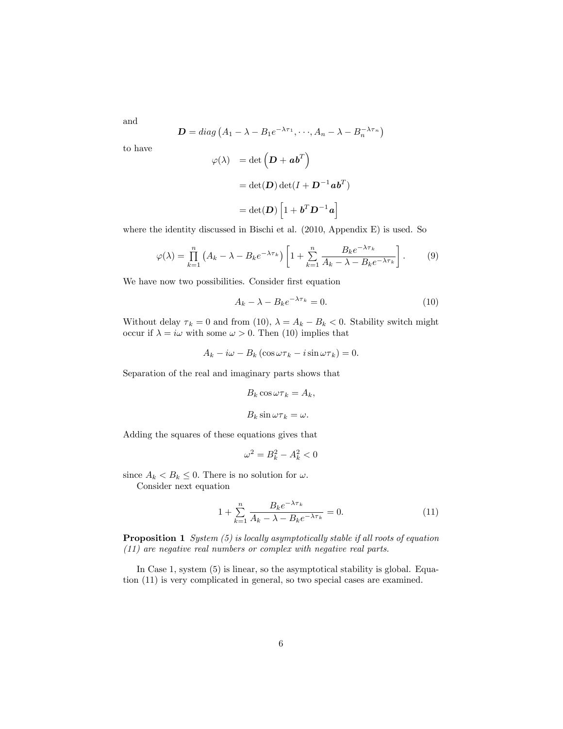and

$$\boldsymbol{D} = diag\left(A_1 - \lambda - B_1 e^{-\lambda\tau_1}, \cdots, A_n - \lambda - B_n^{-\lambda\tau_n}\right)$$

to have

$$\begin{aligned}
\varphi(\lambda) &= \det\left(\boldsymbol{D} + \boldsymbol{a}\boldsymbol{b}^T\right) \\
&= \det(\boldsymbol{D})\det(I + \boldsymbol{D}^{-1}\boldsymbol{a}\boldsymbol{b}^T) \\
&= \det(\boldsymbol{D})\left[1 + \boldsymbol{b}^T\boldsymbol{D}^{-1}\boldsymbol{a}\right]
\end{aligned}$$

where the identity discussed in Bischi et al. (2010, Appendix E) is used. So

$$\varphi(\lambda) = \prod_{k=1}^{n}\left(A_k - \lambda - B_k e^{-\lambda\tau_k}\right)\left[1 + \sum_{k=1}^{n}\frac{B_k e^{-\lambda\tau_k}}{A_k - \lambda - B_k e^{-\lambda\tau_k}}\right]. \tag{9}$$

We have now two possibilities. Consider first equation

$$A_k - \lambda - B_k e^{-\lambda\tau_k} = 0. \tag{10}$$

Without delay $\tau_k = 0$ and from (10), $\lambda = A_k - B_k < 0$. Stability switch might occur if $\lambda = i\omega$ with some $\omega > 0$. Then (10) implies that

$$A_k - i\omega - B_k\left(\cos\omega\tau_k - i\sin\omega\tau_k\right) = 0.$$

Separation of the real and imaginary parts shows that

$$B_k\cos\omega\tau_k = A_k,$$

$$B_k\sin\omega\tau_k = \omega.$$

Adding the squares of these equations gives that

$$\omega^2 = B_k^2 - A_k^2 < 0$$

since $A_k < B_k \leq 0$. There is no solution for $\omega$.

Consider next equation

$$1 + \sum_{k=1}^{n}\frac{B_k e^{-\lambda\tau_k}}{A_k - \lambda - B_k e^{-\lambda\tau_k}} = 0. \tag{11}$$

**Proposition 1** *System (5) is locally asymptotically stable if all roots of equation (11) are negative real numbers or complex with negative real parts.*

In Case 1, system (5) is linear, so the asymptotical stability is global. Equation (11) is very complicated in general, so two special cases are examined.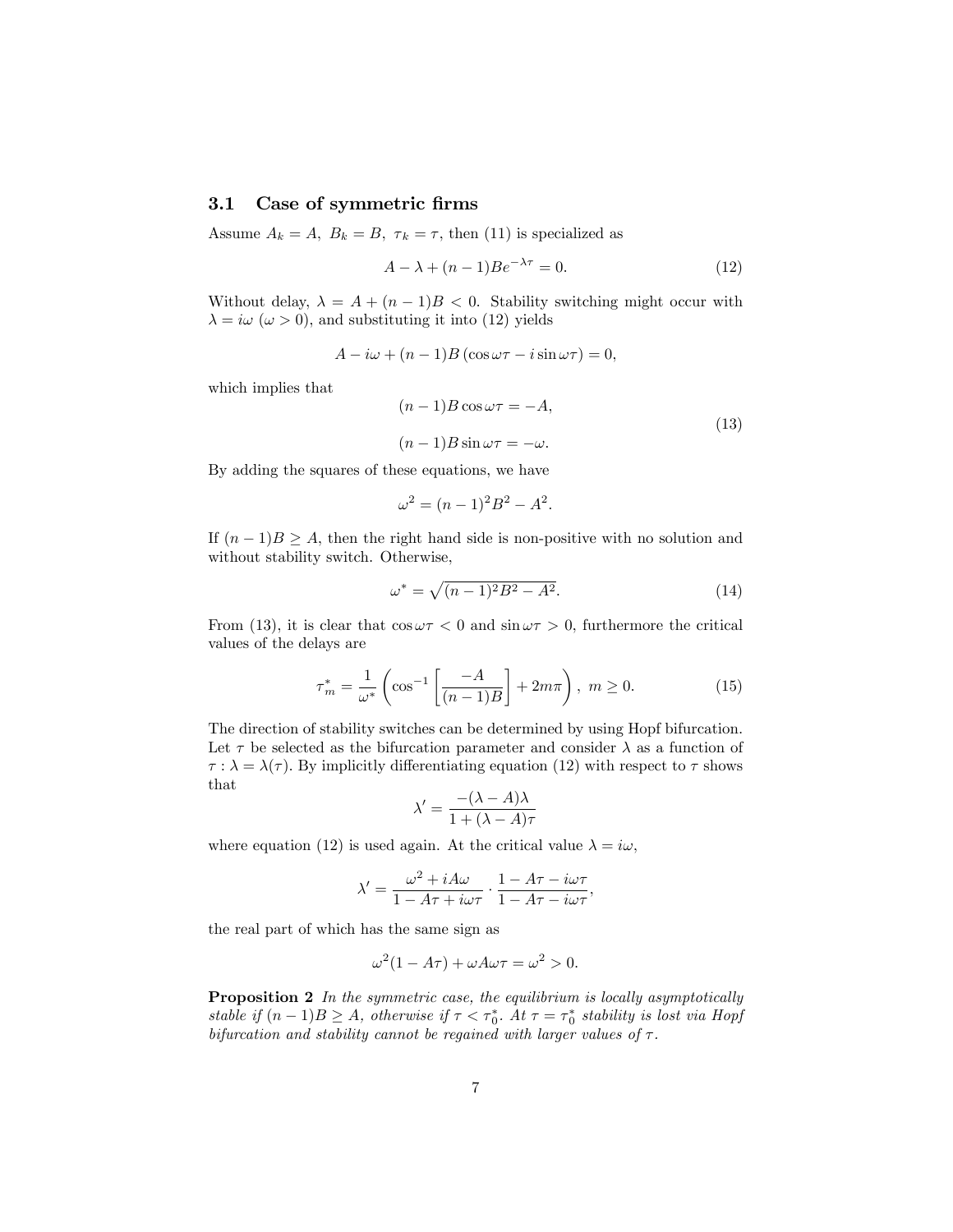### 3.1 Case of symmetric firms

Assume $A_k = A,\ B_k = B,\ \tau_k = \tau$, then (11) is specialized as

$$A - \lambda + (n-1)Be^{-\lambda\tau} = 0. \tag{12}$$

Without delay, $\lambda = A + (n-1)B < 0$. Stability switching might occur with $\lambda = i\omega$ ($\omega > 0$), and substituting it into (12) yields

$$A - i\omega + (n-1)B\left(\cos\omega\tau - i\sin\omega\tau\right) = 0,$$

which implies that

$$\begin{aligned}(n-1)B\cos\omega\tau &= -A,\\ (n-1)B\sin\omega\tau &= -\omega.\end{aligned} \tag{13}$$

By adding the squares of these equations, we have

$$\omega^2 = (n-1)^2B^2 - A^2.$$

If $(n-1)B \geq A$, then the right hand side is non-positive with no solution and without stability switch. Otherwise,

$$\omega^* = \sqrt{(n-1)^2B^2 - A^2}. \tag{14}$$

From (13), it is clear that $\cos\omega\tau < 0$ and $\sin\omega\tau > 0$, furthermore the critical values of the delays are

$$\tau_m^* = \frac{1}{\omega^*}\left(\cos^{-1}\left[\frac{-A}{(n-1)B}\right] + 2m\pi\right),\ m \geq 0. \tag{15}$$

The direction of stability switches can be determined by using Hopf bifurcation. Let $\tau$ be selected as the bifurcation parameter and consider $\lambda$ as a function of $\tau : \lambda = \lambda(\tau)$. By implicitly differentiating equation (12) with respect to $\tau$ shows that

$$\lambda' = \frac{-(\lambda - A)\lambda}{1 + (\lambda - A)\tau}$$

where equation (12) is used again. At the critical value $\lambda = i\omega$,

$$\lambda' = \frac{\omega^2 + iA\omega}{1 - A\tau + i\omega\tau} \cdot \frac{1 - A\tau - i\omega\tau}{1 - A\tau - i\omega\tau},$$

the real part of which has the same sign as

$$\omega^2(1 - A\tau) + \omega A\omega\tau = \omega^2 > 0.$$

**Proposition 2** *In the symmetric case, the equilibrium is locally asymptotically stable if $(n-1)B \geq A$, otherwise if $\tau < \tau_0^*$. At $\tau = \tau_0^*$ stability is lost via Hopf bifurcation and stability cannot be regained with larger values of $\tau$.*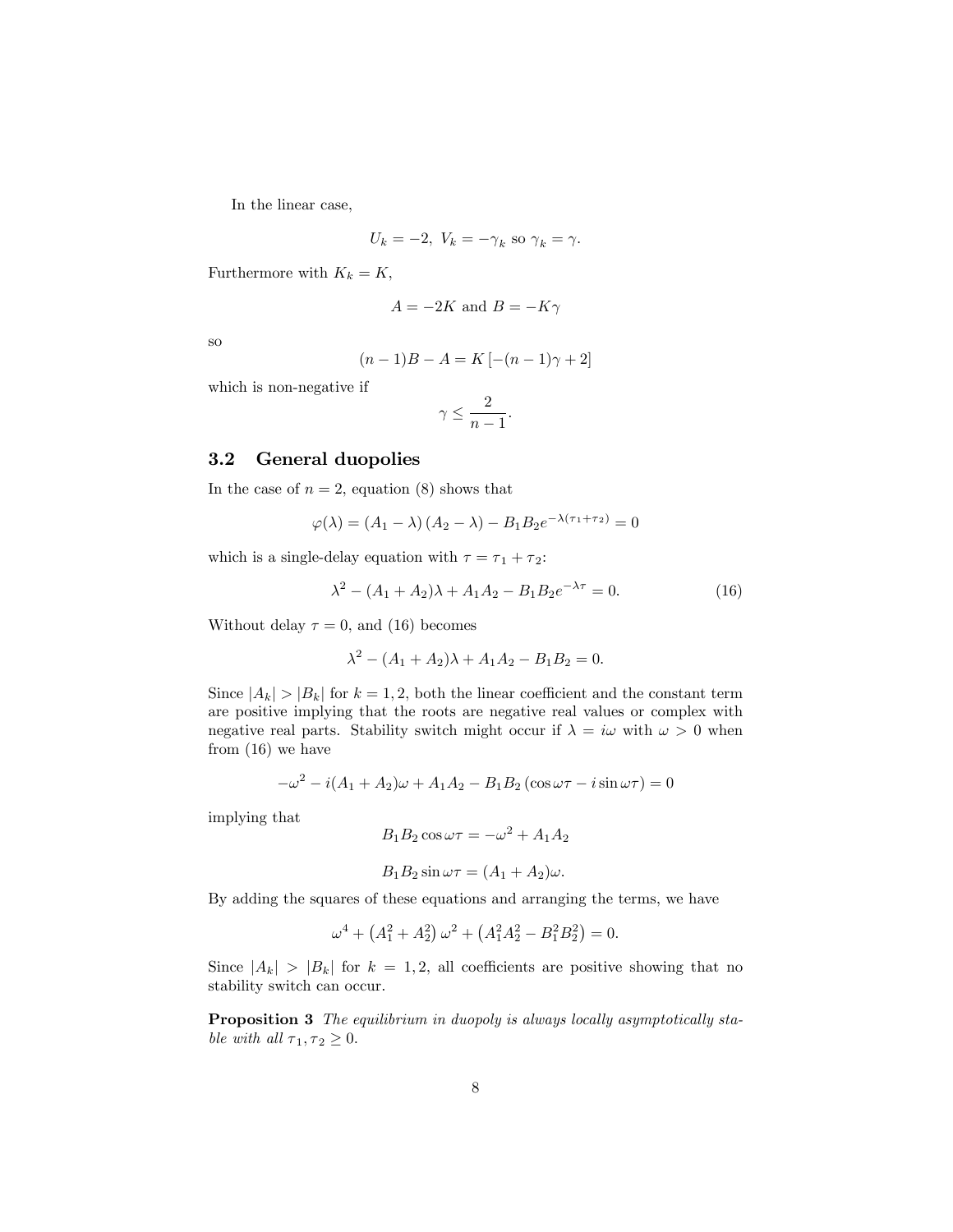In the linear case,

$$U_k = -2,\ V_k = -\gamma_k \text{ so } \gamma_k = \gamma.$$

Furthermore with $K_k = K$,

$$A = -2K \text{ and } B = -K\gamma$$

so

$$(n-1)B - A = K\left[-(n-1)\gamma + 2\right]$$

which is non-negative if

$$\gamma \leq \frac{2}{n-1}.$$

## 3.2 General duopolies

In the case of $n = 2$, equation (8) shows that

$$\varphi(\lambda) = (A_1 - \lambda)(A_2 - \lambda) - B_1 B_2 e^{-\lambda(\tau_1+\tau_2)} = 0$$

which is a single-delay equation with $\tau = \tau_1 + \tau_2$:

$$\lambda^2 - (A_1 + A_2)\lambda + A_1 A_2 - B_1 B_2 e^{-\lambda\tau} = 0. \tag{16}$$

Without delay $\tau = 0$, and (16) becomes

$$\lambda^2 - (A_1 + A_2)\lambda + A_1 A_2 - B_1 B_2 = 0.$$

Since $|A_k| > |B_k|$ for $k = 1, 2$, both the linear coefficient and the constant term are positive implying that the roots are negative real values or complex with negative real parts. Stability switch might occur if $\lambda = i\omega$ with $\omega > 0$ when from (16) we have

$$-\omega^2 - i(A_1 + A_2)\omega + A_1 A_2 - B_1 B_2 (\cos\omega\tau - i\sin\omega\tau) = 0$$

implying that

$$B_1 B_2 \cos\omega\tau = -\omega^2 + A_1 A_2$$

$$B_1 B_2 \sin\omega\tau = (A_1 + A_2)\omega.$$

By adding the squares of these equations and arranging the terms, we have

$$\omega^4 + \left(A_1^2 + A_2^2\right)\omega^2 + \left(A_1^2 A_2^2 - B_1^2 B_2^2\right) = 0.$$

Since $|A_k| > |B_k|$ for $k = 1, 2$, all coefficients are positive showing that no stability switch can occur.

**Proposition 3** *The equilibrium in duopoly is always locally asymptotically stable with all* $\tau_1, \tau_2 \geq 0$.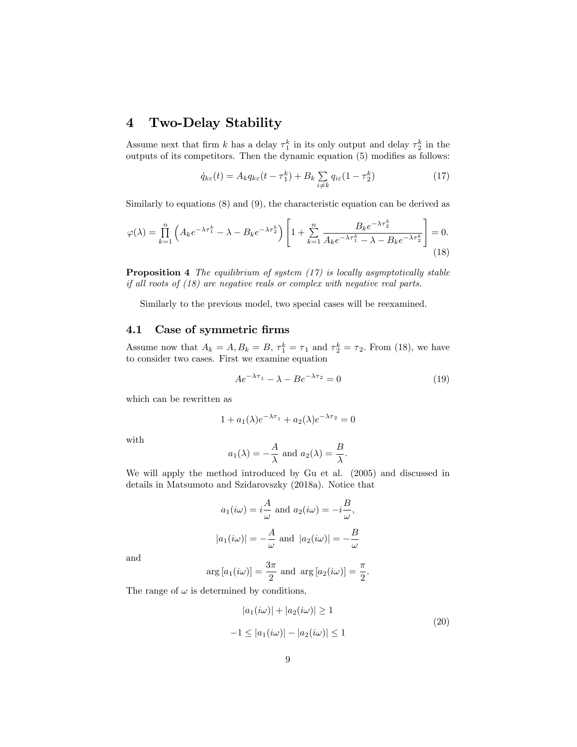## 4 Two-Delay Stability

Assume next that firm $k$ has a delay $\tau_1^k$ in its only output and delay $\tau_2^k$ in the outputs of its competitors. Then the dynamic equation (5) modifies as follows:

$$\dot{q}_{k\varepsilon}(t) = A_k q_{k\varepsilon}(t - \tau_1^k) + B_k \sum_{i \neq k} q_{i\varepsilon}(1 - \tau_2^k) \tag{17}$$

Similarly to equations (8) and (9), the characteristic equation can be derived as

$$\varphi(\lambda) = \prod_{k=1}^{n} \left( A_k e^{-\lambda \tau_1^k} - \lambda - B_k e^{-\lambda \tau_2^k} \right) \left[ 1 + \sum_{k=1}^{n} \frac{B_k e^{-\lambda \tau_2^k}}{A_k e^{-\lambda \tau_1^k} - \lambda - B_k e^{-\lambda \tau_2^k}} \right] = 0. \tag{18}$$

**Proposition 4** *The equilibrium of system (17) is locally asymptotically stable if all roots of (18) are negative reals or complex with negative real parts.*

Similarly to the previous model, two special cases will be reexamined.

### 4.1 Case of symmetric firms

Assume now that $A_k = A, B_k = B$, $\tau_1^k = \tau_1$ and $\tau_2^k = \tau_2$. From (18), we have to consider two cases. First we examine equation

$$Ae^{-\lambda \tau_1} - \lambda - Be^{-\lambda \tau_2} = 0 \tag{19}$$

which can be rewritten as

$$1 + a_1(\lambda) e^{-\lambda \tau_1} + a_2(\lambda) e^{-\lambda \tau_2} = 0$$

with

$$a_1(\lambda) = -\frac{A}{\lambda} \text{ and } a_2(\lambda) = \frac{B}{\lambda}.$$

We will apply the method introduced by Gu et al. (2005) and discussed in details in Matsumoto and Szidarovszky (2018a). Notice that

$$a_1(i\omega) = i\frac{A}{\omega} \text{ and } a_2(i\omega) = -i\frac{B}{\omega},$$

$$|a_1(i\omega)| = -\frac{A}{\omega} \text{ and } |a_2(i\omega)| = -\frac{B}{\omega}$$

and

$$\arg\left[a_1(i\omega)\right] = \frac{3\pi}{2} \text{ and } \arg\left[a_2(i\omega)\right] = \frac{\pi}{2}.$$

The range of $\omega$ is determined by conditions,

$$\begin{gathered} |a_1(i\omega)| + |a_2(i\omega)| \geq 1 \\ -1 \leq |a_1(i\omega)| - |a_2(i\omega)| \leq 1 \end{gathered} \tag{20}$$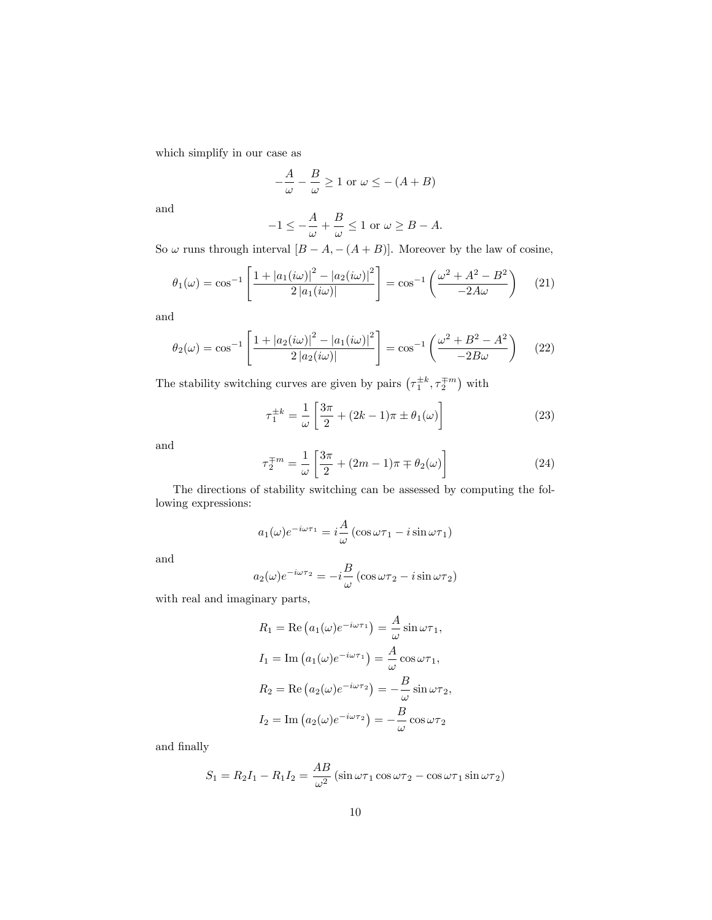which simplify in our case as

$$-\frac{A}{\omega} - \frac{B}{\omega} \geq 1 \text{ or } \omega \leq -(A+B)$$

and

$$-1 \leq -\frac{A}{\omega} + \frac{B}{\omega} \leq 1 \text{ or } \omega \geq B - A.$$

So $\omega$ runs through interval $[B-A, -(A+B)]$. Moreover by the law of cosine,

$$\theta_1(\omega) = \cos^{-1}\left[\frac{1 + |a_1(i\omega)|^2 - |a_2(i\omega)|^2}{2\,|a_1(i\omega)|}\right] = \cos^{-1}\left(\frac{\omega^2 + A^2 - B^2}{-2A\omega}\right) \tag{21}$$

and

$$\theta_2(\omega) = \cos^{-1}\left[\frac{1 + |a_2(i\omega)|^2 - |a_1(i\omega)|^2}{2\,|a_2(i\omega)|}\right] = \cos^{-1}\left(\frac{\omega^2 + B^2 - A^2}{-2B\omega}\right) \tag{22}$$

The stability switching curves are given by pairs $\left(\tau_1^{\pm k}, \tau_2^{\mp m}\right)$ with

$$\tau_1^{\pm k} = \frac{1}{\omega}\left[\frac{3\pi}{2} + (2k-1)\pi \pm \theta_1(\omega)\right] \tag{23}$$

and

$$\tau_2^{\mp m} = \frac{1}{\omega}\left[\frac{3\pi}{2} + (2m-1)\pi \mp \theta_2(\omega)\right] \tag{24}$$

The directions of stability switching can be assessed by computing the following expressions:

$$a_1(\omega)e^{-i\omega\tau_1} = i\frac{A}{\omega}\left(\cos\omega\tau_1 - i\sin\omega\tau_1\right)$$

and

$$a_2(\omega)e^{-i\omega\tau_2} = -i\frac{B}{\omega}\left(\cos\omega\tau_2 - i\sin\omega\tau_2\right)$$

with real and imaginary parts,

$$R_1 = \text{Re}\left(a_1(\omega)e^{-i\omega\tau_1}\right) = \frac{A}{\omega}\sin\omega\tau_1,$$

$$I_1 = \text{Im}\left(a_1(\omega)e^{-i\omega\tau_1}\right) = \frac{A}{\omega}\cos\omega\tau_1,$$

$$R_2 = \text{Re}\left(a_2(\omega)e^{-i\omega\tau_2}\right) = -\frac{B}{\omega}\sin\omega\tau_2,$$

$$I_2 = \text{Im}\left(a_2(\omega)e^{-i\omega\tau_2}\right) = -\frac{B}{\omega}\cos\omega\tau_2$$

and finally

$$S_1 = R_2 I_1 - R_1 I_2 = \frac{AB}{\omega^2}\left(\sin\omega\tau_1\cos\omega\tau_2 - \cos\omega\tau_1\sin\omega\tau_2\right)$$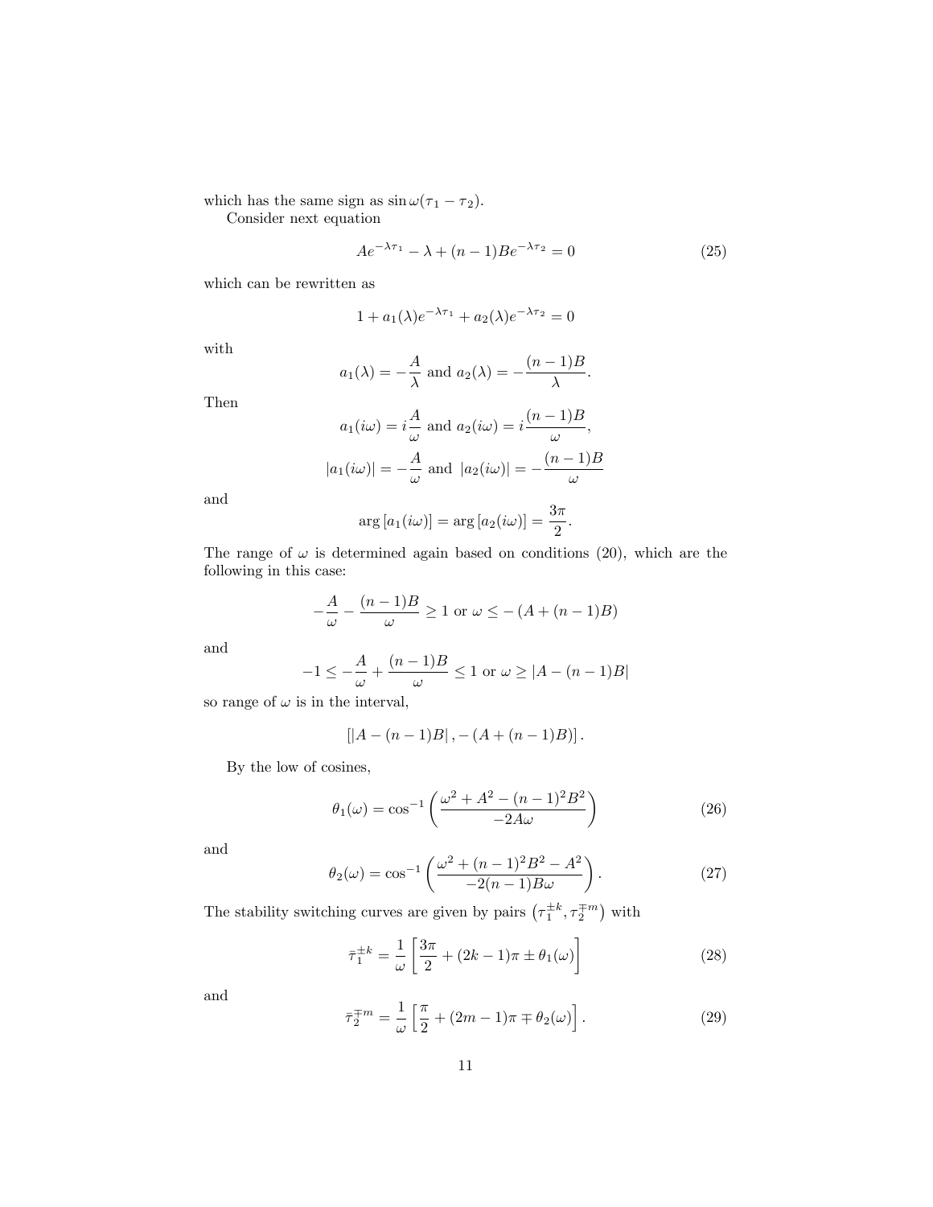which has the same sign as $\sin \omega(\tau_1 - \tau_2)$.

Consider next equation

$$Ae^{-\lambda \tau_1} - \lambda + (n-1)Be^{-\lambda \tau_2} = 0 \tag{25}$$

which can be rewritten as

$$1 + a_1(\lambda)e^{-\lambda \tau_1} + a_2(\lambda)e^{-\lambda \tau_2} = 0$$

with

$$a_1(\lambda) = -\frac{A}{\lambda} \text{ and } a_2(\lambda) = -\frac{(n-1)B}{\lambda}.$$

Then

$$a_1(i\omega) = i\frac{A}{\omega} \text{ and } a_2(i\omega) = i\frac{(n-1)B}{\omega},$$

$$|a_1(i\omega)| = -\frac{A}{\omega} \text{ and } |a_2(i\omega)| = -\frac{(n-1)B}{\omega}$$

and

$$\arg[a_1(i\omega)] = \arg[a_2(i\omega)] = \frac{3\pi}{2}.$$

The range of $\omega$ is determined again based on conditions (20), which are the following in this case:

$$-\frac{A}{\omega} - \frac{(n-1)B}{\omega} \geq 1 \text{ or } \omega \leq -(A + (n-1)B)$$

and

$$-1 \leq -\frac{A}{\omega} + \frac{(n-1)B}{\omega} \leq 1 \text{ or } \omega \geq |A - (n-1)B|$$

so range of $\omega$ is in the interval,

$$[|A - (n-1)B|, -(A + (n-1)B)].$$

By the low of cosines,

$$\theta_1(\omega) = \cos^{-1}\left(\frac{\omega^2 + A^2 - (n-1)^2B^2}{-2A\omega}\right) \tag{26}$$

and

$$\theta_2(\omega) = \cos^{-1}\left(\frac{\omega^2 + (n-1)^2B^2 - A^2}{-2(n-1)B\omega}\right). \tag{27}$$

The stability switching curves are given by pairs $\left(\tau_1^{\pm k}, \tau_2^{\mp m}\right)$ with

$$\bar{\tau}_1^{\pm k} = \frac{1}{\omega}\left[\frac{3\pi}{2} + (2k-1)\pi \pm \theta_1(\omega)\right] \tag{28}$$

and

$$\bar{\tau}_2^{\mp m} = \frac{1}{\omega}\left[\frac{\pi}{2} + (2m-1)\pi \mp \theta_2(\omega)\right]. \tag{29}$$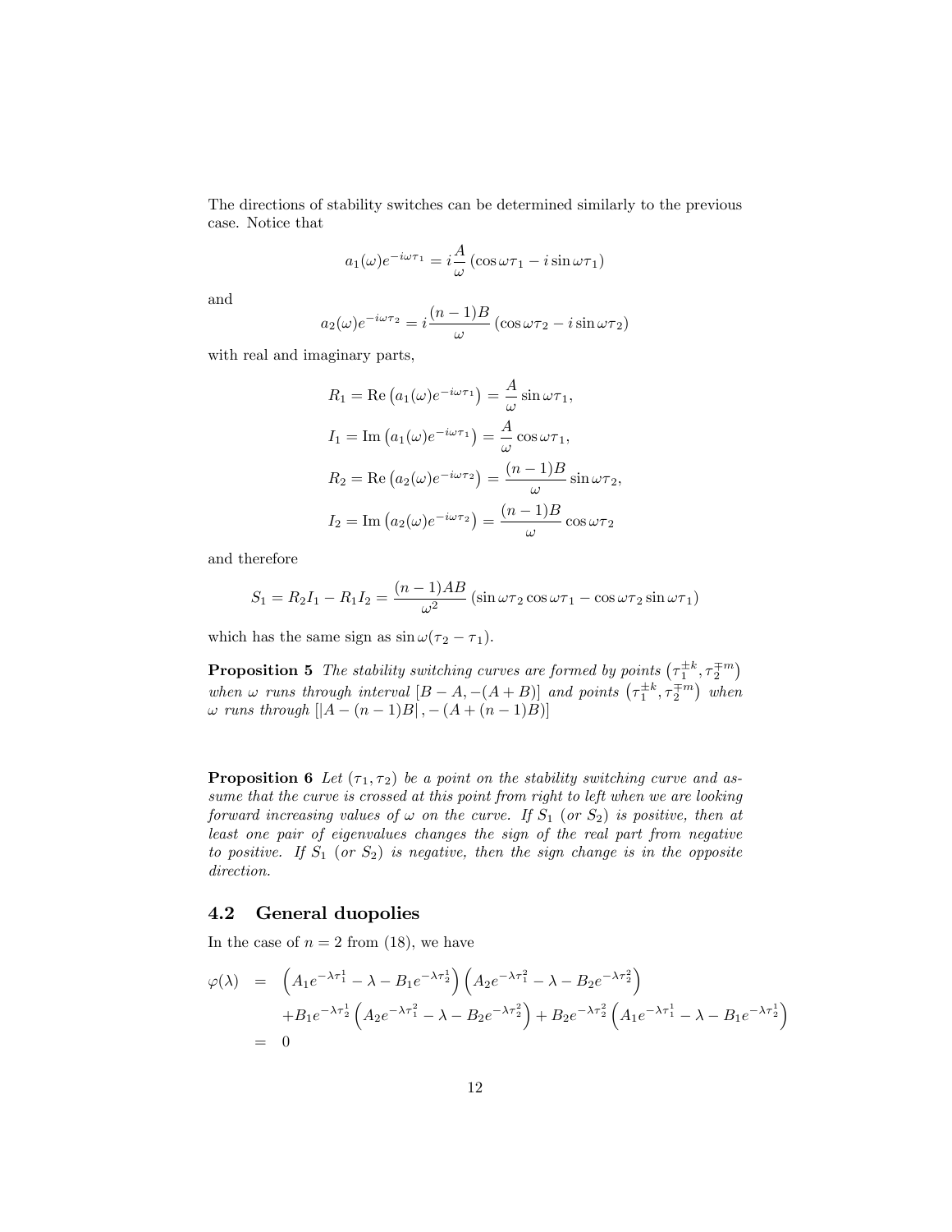The directions of stability switches can be determined similarly to the previous case. Notice that

$$a_1(\omega)e^{-i\omega\tau_1} = i\frac{A}{\omega}\left(\cos\omega\tau_1 - i\sin\omega\tau_1\right)$$

and

$$a_2(\omega)e^{-i\omega\tau_2} = i\frac{(n-1)B}{\omega}\left(\cos\omega\tau_2 - i\sin\omega\tau_2\right)$$

with real and imaginary parts,

$$R_1 = \mathrm{Re}\left(a_1(\omega)e^{-i\omega\tau_1}\right) = \frac{A}{\omega}\sin\omega\tau_1,$$

$$I_1 = \mathrm{Im}\left(a_1(\omega)e^{-i\omega\tau_1}\right) = \frac{A}{\omega}\cos\omega\tau_1,$$

$$R_2 = \mathrm{Re}\left(a_2(\omega)e^{-i\omega\tau_2}\right) = \frac{(n-1)B}{\omega}\sin\omega\tau_2,$$

$$I_2 = \mathrm{Im}\left(a_2(\omega)e^{-i\omega\tau_2}\right) = \frac{(n-1)B}{\omega}\cos\omega\tau_2$$

and therefore

$$S_1 = R_2I_1 - R_1I_2 = \frac{(n-1)AB}{\omega^2}\left(\sin\omega\tau_2\cos\omega\tau_1 - \cos\omega\tau_2\sin\omega\tau_1\right)$$

which has the same sign as $\sin\omega(\tau_2 - \tau_1)$.

**Proposition 5** *The stability switching curves are formed by points $\left(\tau_1^{\pm k}, \tau_2^{\mp m}\right)$ when $\omega$ runs through interval $[B-A, -(A+B)]$ and points $\left(\tau_1^{\pm k}, \tau_2^{\mp m}\right)$ when $\omega$ runs through $[|A-(n-1)B|, -(A+(n-1)B)]$*

**Proposition 6** *Let $(\tau_1, \tau_2)$ be a point on the stability switching curve and assume that the curve is crossed at this point from right to left when we are looking forward increasing values of $\omega$ on the curve. If $S_1$ (or $S_2$) is positive, then at least one pair of eigenvalues changes the sign of the real part from negative to positive. If $S_1$ (or $S_2$) is negative, then the sign change is in the opposite direction.*

## 4.2 General duopolies

In the case of $n = 2$ from (18), we have

$$\begin{aligned}
\varphi(\lambda) &= \left(A_1e^{-\lambda\tau_1^1} - \lambda - B_1e^{-\lambda\tau_2^1}\right)\left(A_2e^{-\lambda\tau_1^2} - \lambda - B_2e^{-\lambda\tau_2^2}\right) \\
&\quad + B_1e^{-\lambda\tau_2^1}\left(A_2e^{-\lambda\tau_1^2} - \lambda - B_2e^{-\lambda\tau_2^2}\right) + B_2e^{-\lambda\tau_2^2}\left(A_1e^{-\lambda\tau_1^1} - \lambda - B_1e^{-\lambda\tau_2^1}\right) \\
&= 0
\end{aligned}$$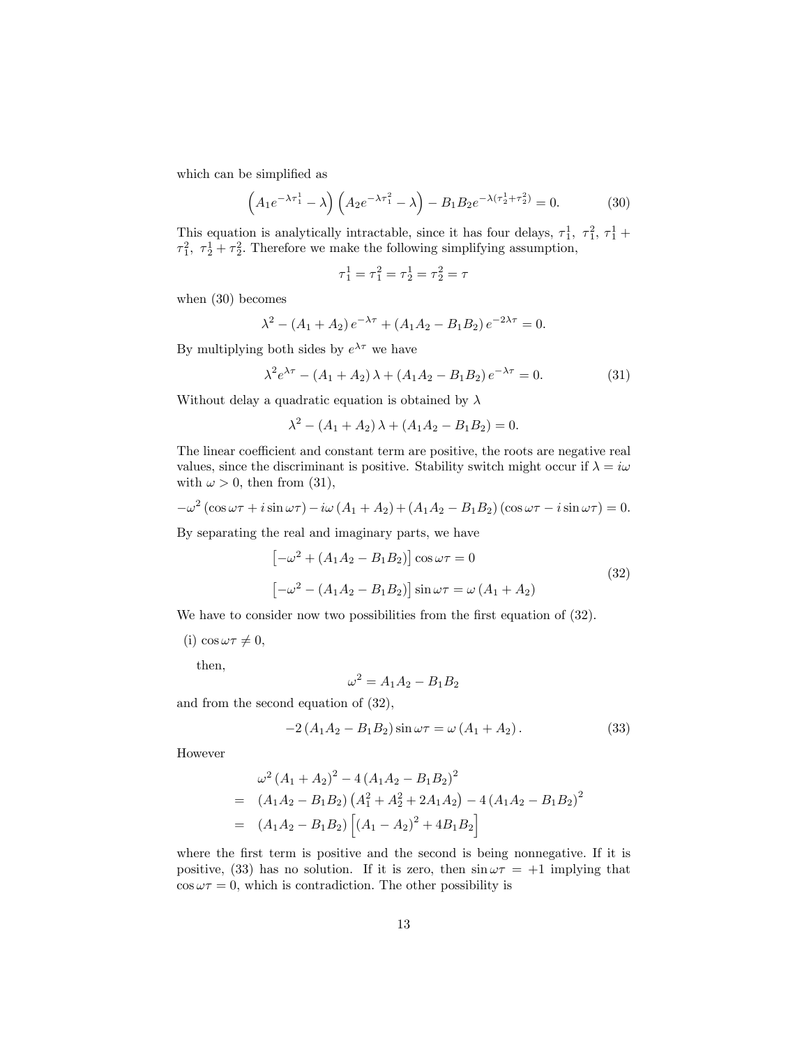which can be simplified as

$$\left(A_1 e^{-\lambda\tau_1^1} - \lambda\right)\left(A_2 e^{-\lambda\tau_1^2} - \lambda\right) - B_1 B_2 e^{-\lambda(\tau_2^1+\tau_2^2)} = 0. \tag{30}$$

This equation is analytically intractable, since it has four delays, $\tau_1^1,\ \tau_1^2,\ \tau_1^1 + \tau_1^2,\ \tau_2^1 + \tau_2^2$. Therefore we make the following simplifying assumption,

$$\tau_1^1 = \tau_1^2 = \tau_2^1 = \tau_2^2 = \tau$$

when (30) becomes

$$\lambda^2 - (A_1 + A_2)\, e^{-\lambda\tau} + (A_1 A_2 - B_1 B_2)\, e^{-2\lambda\tau} = 0.$$

By multiplying both sides by $e^{\lambda\tau}$ we have

$$\lambda^2 e^{\lambda\tau} - (A_1 + A_2)\,\lambda + (A_1 A_2 - B_1 B_2)\, e^{-\lambda\tau} = 0. \tag{31}$$

Without delay a quadratic equation is obtained by $\lambda$

$$\lambda^2 - (A_1 + A_2)\,\lambda + (A_1 A_2 - B_1 B_2) = 0.$$

The linear coefficient and constant term are positive, the roots are negative real values, since the discriminant is positive. Stability switch might occur if $\lambda = i\omega$ with $\omega > 0$, then from (31),

$$-\omega^2(\cos\omega\tau + i\sin\omega\tau) - i\omega(A_1 + A_2) + (A_1 A_2 - B_1 B_2)(\cos\omega\tau - i\sin\omega\tau) = 0.$$

By separating the real and imaginary parts, we have

$$\begin{aligned}
\left[-\omega^2 + (A_1 A_2 - B_1 B_2)\right]\cos\omega\tau &= 0 \\
\left[-\omega^2 - (A_1 A_2 - B_1 B_2)\right]\sin\omega\tau &= \omega(A_1 + A_2)
\end{aligned} \tag{32}$$

We have to consider now two possibilities from the first equation of (32).

(i) $\cos\omega\tau \neq 0$,

then,

$$\omega^2 = A_1 A_2 - B_1 B_2$$

and from the second equation of (32),

$$-2(A_1 A_2 - B_1 B_2)\sin\omega\tau = \omega(A_1 + A_2). \tag{33}$$

However

$$\begin{aligned}
& \omega^2 (A_1 + A_2)^2 - 4(A_1 A_2 - B_1 B_2)^2 \\
=\ & (A_1 A_2 - B_1 B_2)\left(A_1^2 + A_2^2 + 2A_1 A_2\right) - 4(A_1 A_2 - B_1 B_2)^2 \\
=\ & (A_1 A_2 - B_1 B_2)\left[(A_1 - A_2)^2 + 4B_1 B_2\right]
\end{aligned}$$

where the first term is positive and the second is being nonnegative. If it is positive, (33) has no solution. If it is zero, then $\sin\omega\tau = +1$ implying that $\cos\omega\tau = 0$, which is contradiction. The other possibility is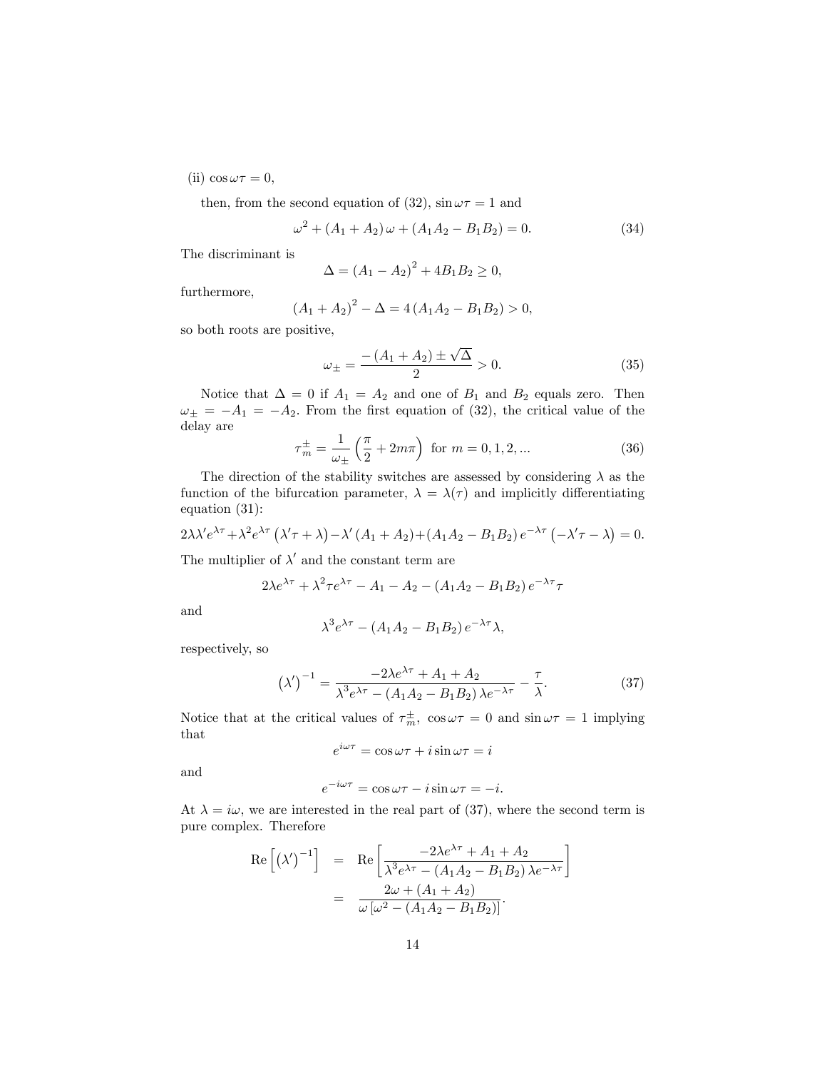(ii) $\cos \omega\tau = 0$,

then, from the second equation of (32), $\sin \omega\tau = 1$ and

$$\omega^2 + (A_1 + A_2)\,\omega + (A_1 A_2 - B_1 B_2) = 0. \tag{34}$$

The discriminant is

$$\Delta = (A_1 - A_2)^2 + 4B_1 B_2 \geq 0,$$

furthermore,

$$(A_1 + A_2)^2 - \Delta = 4\,(A_1 A_2 - B_1 B_2) > 0,$$

so both roots are positive,

$$\omega_{\pm} = \frac{-\,(A_1 + A_2) \pm \sqrt{\Delta}}{2} > 0. \tag{35}$$

Notice that $\Delta = 0$ if $A_1 = A_2$ and one of $B_1$ and $B_2$ equals zero. Then $\omega_{\pm} = -A_1 = -A_2$. From the first equation of (32), the critical value of the delay are

$$\tau_m^{\pm} = \frac{1}{\omega_{\pm}}\left(\frac{\pi}{2} + 2m\pi\right) \text{ for } m = 0, 1, 2, ... \tag{36}$$

The direction of the stability switches are assessed by considering $\lambda$ as the function of the bifurcation parameter, $\lambda = \lambda(\tau)$ and implicitly differentiating equation (31):

$$2\lambda\lambda' e^{\lambda\tau} + \lambda^2 e^{\lambda\tau}\left(\lambda'\tau + \lambda\right) - \lambda'\,(A_1 + A_2) + (A_1 A_2 - B_1 B_2)\,e^{-\lambda\tau}\left(-\lambda'\tau - \lambda\right) = 0.$$

The multiplier of $\lambda'$ and the constant term are

$$2\lambda e^{\lambda\tau} + \lambda^2 \tau e^{\lambda\tau} - A_1 - A_2 - (A_1 A_2 - B_1 B_2)\,e^{-\lambda\tau}\tau$$

and

$$\lambda^3 e^{\lambda\tau} - (A_1 A_2 - B_1 B_2)\,e^{-\lambda\tau}\lambda,$$

respectively, so

$$\left(\lambda'\right)^{-1} = \frac{-2\lambda e^{\lambda\tau} + A_1 + A_2}{\lambda^3 e^{\lambda\tau} - (A_1 A_2 - B_1 B_2)\,\lambda e^{-\lambda\tau}} - \frac{\tau}{\lambda}. \tag{37}$$

Notice that at the critical values of $\tau_m^{\pm}$, $\cos \omega\tau = 0$ and $\sin \omega\tau = 1$ implying that

$$e^{i\omega\tau} = \cos \omega\tau + i \sin \omega\tau = i$$

and

$$e^{-i\omega\tau} = \cos \omega\tau - i \sin \omega\tau = -i.$$

At $\lambda = i\omega$, we are interested in the real part of (37), where the second term is pure complex. Therefore

$$\begin{aligned}
\operatorname{Re}\left[\left(\lambda'\right)^{-1}\right] &= \operatorname{Re}\left[\frac{-2\lambda e^{\lambda\tau} + A_1 + A_2}{\lambda^3 e^{\lambda\tau} - (A_1 A_2 - B_1 B_2)\,\lambda e^{-\lambda\tau}}\right] \\
&= \frac{2\omega + (A_1 + A_2)}{\omega\left[\omega^2 - (A_1 A_2 - B_1 B_2)\right]}.
\end{aligned}$$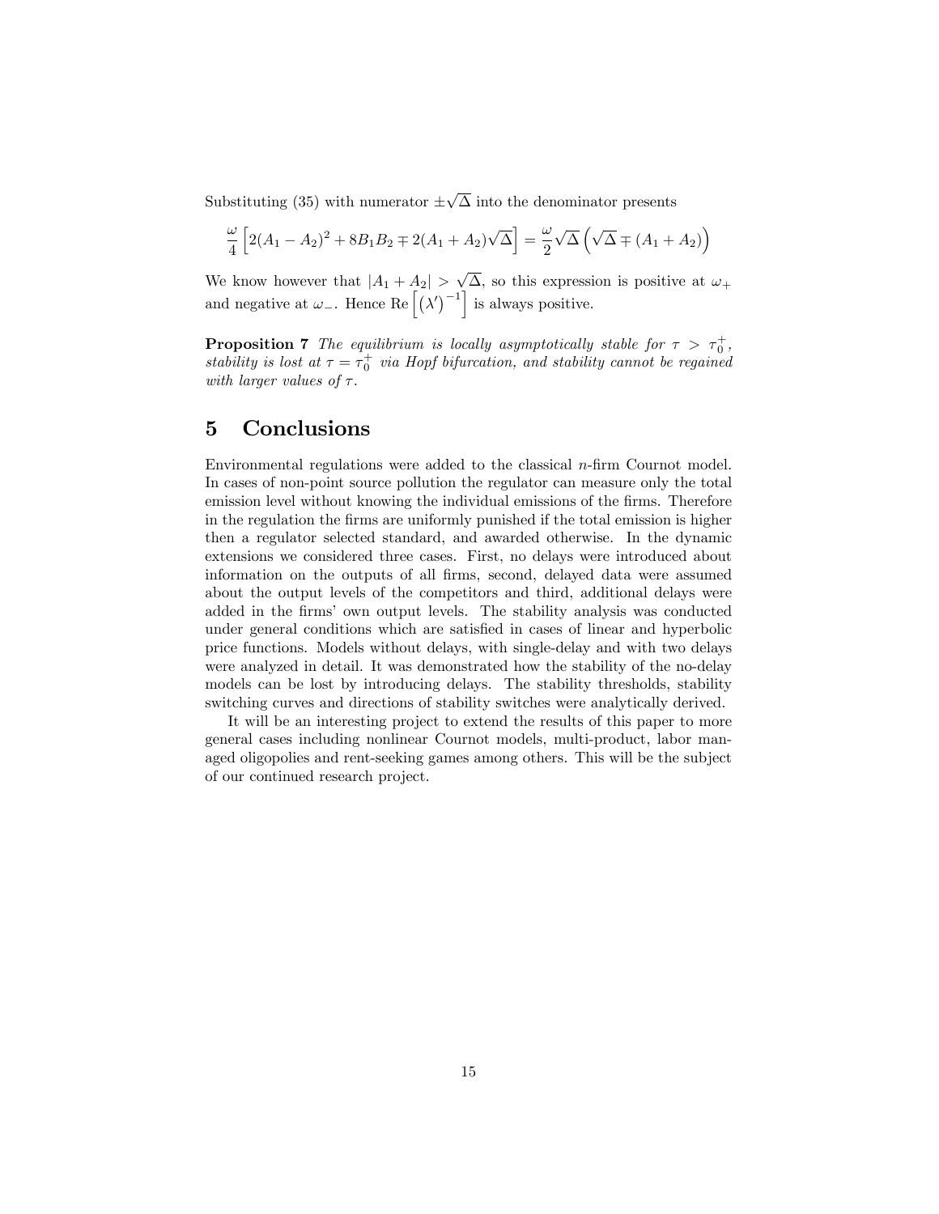Substituting (35) with numerator $\pm\sqrt{\Delta}$ into the denominator presents

$$\frac{\omega}{4}\left[2(A_1-A_2)^2+8B_1B_2\mp 2(A_1+A_2)\sqrt{\Delta}\right]=\frac{\omega}{2}\sqrt{\Delta}\left(\sqrt{\Delta}\mp(A_1+A_2)\right)$$

We know however that $|A_1+A_2|>\sqrt{\Delta}$, so this expression is positive at $\omega_+$ and negative at $\omega_-$. Hence $\mathrm{Re}\left[\left(\lambda'\right)^{-1}\right]$ is always positive.

**Proposition 7** *The equilibrium is locally asymptotically stable for $\tau>\tau_0^+$, stability is lost at $\tau=\tau_0^+$ via Hopf bifurcation, and stability cannot be regained with larger values of $\tau$.*

# 5 Conclusions

Environmental regulations were added to the classical $n$-firm Cournot model. In cases of non-point source pollution the regulator can measure only the total emission level without knowing the individual emissions of the firms. Therefore in the regulation the firms are uniformly punished if the total emission is higher then a regulator selected standard, and awarded otherwise. In the dynamic extensions we considered three cases. First, no delays were introduced about information on the outputs of all firms, second, delayed data were assumed about the output levels of the competitors and third, additional delays were added in the firms' own output levels. The stability analysis was conducted under general conditions which are satisfied in cases of linear and hyperbolic price functions. Models without delays, with single-delay and with two delays were analyzed in detail. It was demonstrated how the stability of the no-delay models can be lost by introducing delays. The stability thresholds, stability switching curves and directions of stability switches were analytically derived.

It will be an interesting project to extend the results of this paper to more general cases including nonlinear Cournot models, multi-product, labor managed oligopolies and rent-seeking games among others. This will be the subject of our continued research project.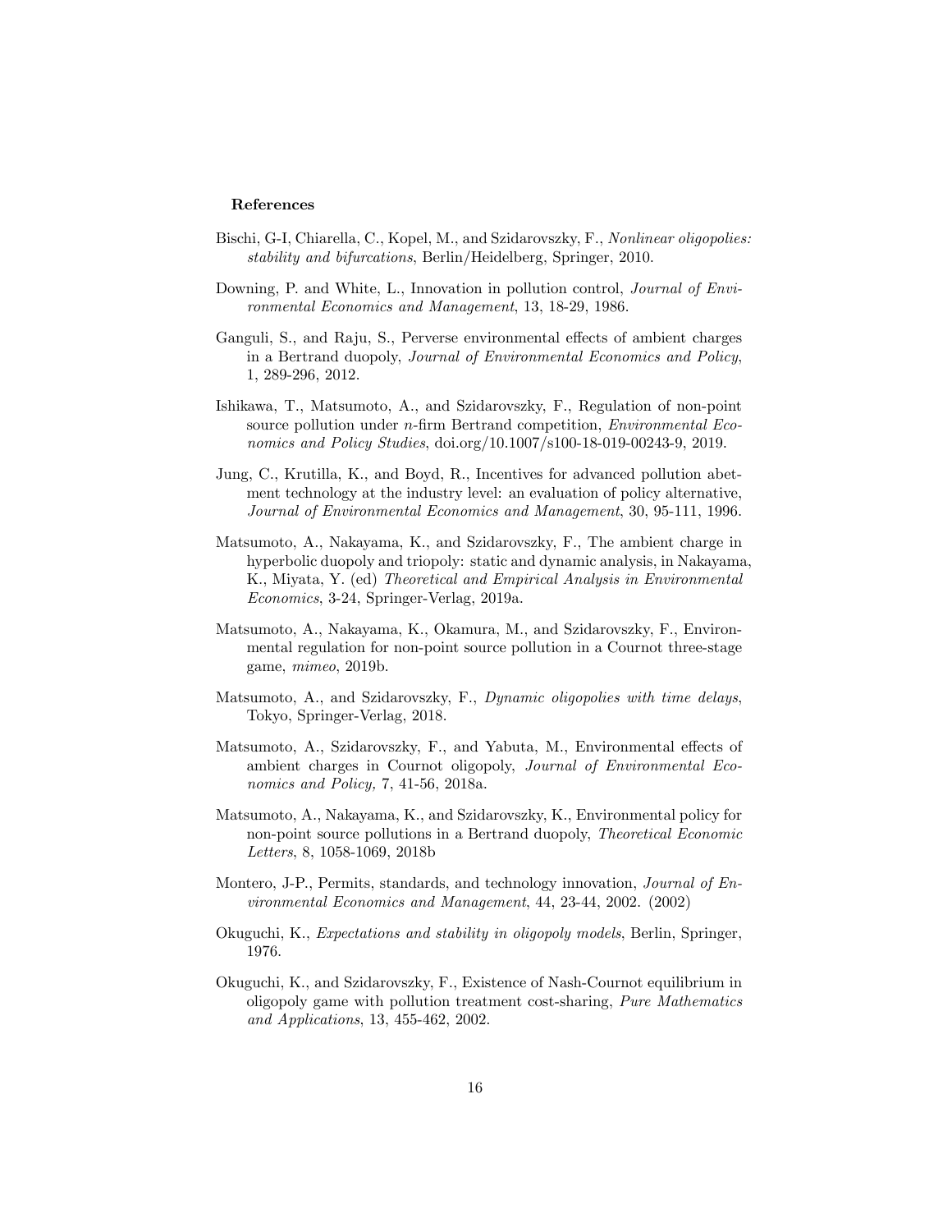#### References

Bischi, G-I, Chiarella, C., Kopel, M., and Szidarovszky, F., *Nonlinear oligopolies: stability and bifurcations*, Berlin/Heidelberg, Springer, 2010.

Downing, P. and White, L., Innovation in pollution control, *Journal of Environmental Economics and Management*, 13, 18-29, 1986.

Ganguli, S., and Raju, S., Perverse environmental effects of ambient charges in a Bertrand duopoly, *Journal of Environmental Economics and Policy*, 1, 289-296, 2012.

Ishikawa, T., Matsumoto, A., and Szidarovszky, F., Regulation of non-point source pollution under $n$-firm Bertrand competition, *Environmental Economics and Policy Studies*, doi.org/10.1007/s100-18-019-00243-9, 2019.

Jung, C., Krutilla, K., and Boyd, R., Incentives for advanced pollution abetment technology at the industry level: an evaluation of policy alternative, *Journal of Environmental Economics and Management*, 30, 95-111, 1996.

Matsumoto, A., Nakayama, K., and Szidarovszky, F., The ambient charge in hyperbolic duopoly and triopoly: static and dynamic analysis, in Nakayama, K., Miyata, Y. (ed) *Theoretical and Empirical Analysis in Environmental Economics*, 3-24, Springer-Verlag, 2019a.

Matsumoto, A., Nakayama, K., Okamura, M., and Szidarovszky, F., Environmental regulation for non-point source pollution in a Cournot three-stage game, *mimeo*, 2019b.

Matsumoto, A., and Szidarovszky, F., *Dynamic oligopolies with time delays*, Tokyo, Springer-Verlag, 2018.

Matsumoto, A., Szidarovszky, F., and Yabuta, M., Environmental effects of ambient charges in Cournot oligopoly, *Journal of Environmental Economics and Policy,* 7, 41-56, 2018a.

Matsumoto, A., Nakayama, K., and Szidarovszky, K., Environmental policy for non-point source pollutions in a Bertrand duopoly, *Theoretical Economic Letters*, 8, 1058-1069, 2018b

Montero, J-P., Permits, standards, and technology innovation, *Journal of Environmental Economics and Management*, 44, 23-44, 2002. (2002)

Okuguchi, K., *Expectations and stability in oligopoly models*, Berlin, Springer, 1976.

Okuguchi, K., and Szidarovszky, F., Existence of Nash-Cournot equilibrium in oligopoly game with pollution treatment cost-sharing, *Pure Mathematics and Applications*, 13, 455-462, 2002.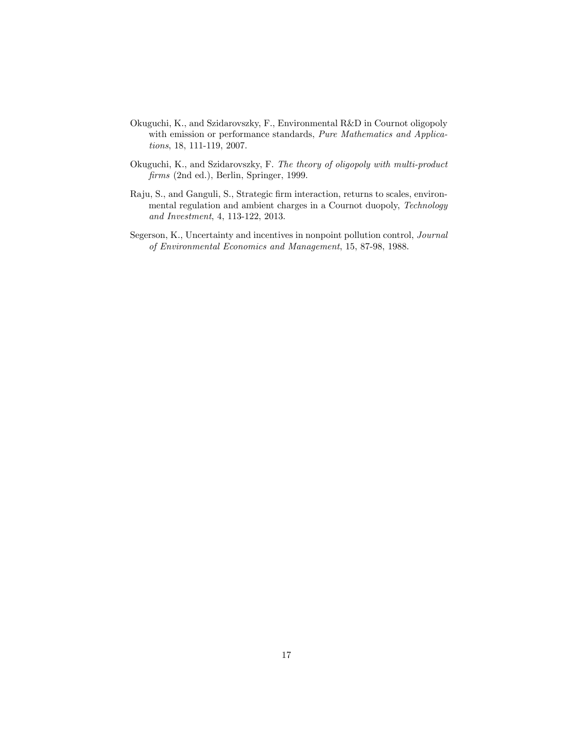Okuguchi, K., and Szidarovszky, F., Environmental R&D in Cournot oligopoly with emission or performance standards, *Pure Mathematics and Applications*, 18, 111-119, 2007.

Okuguchi, K., and Szidarovszky, F. *The theory of oligopoly with multi-product firms* (2nd ed.), Berlin, Springer, 1999.

Raju, S., and Ganguli, S., Strategic firm interaction, returns to scales, environmental regulation and ambient charges in a Cournot duopoly, *Technology and Investment*, 4, 113-122, 2013.

Segerson, K., Uncertainty and incentives in nonpoint pollution control, *Journal of Environmental Economics and Management*, 15, 87-98, 1988.